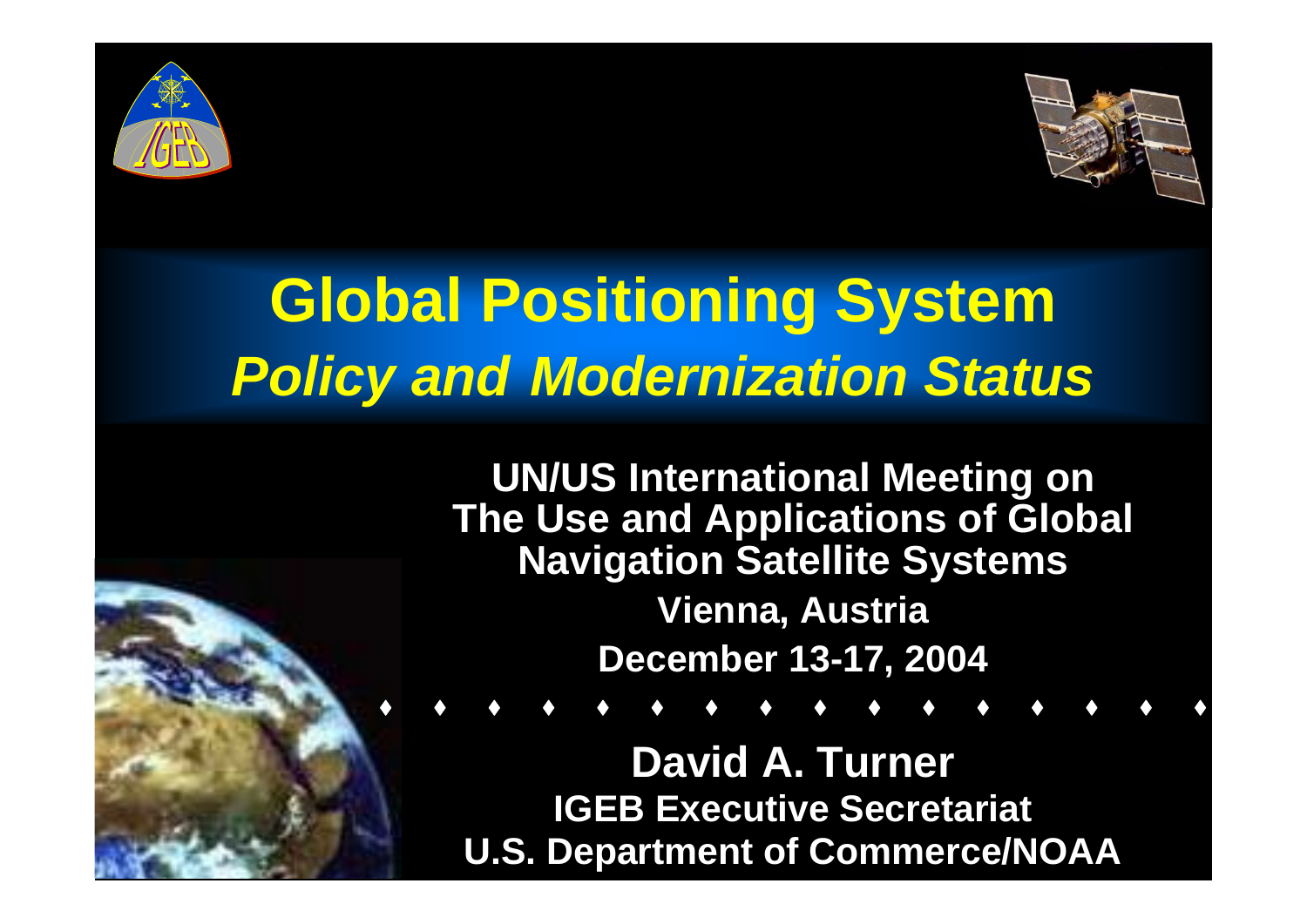# Global Positioning System

## *Policy and Modernization Status*

**UN/US International Meeting on The Use and Applications of Global Navigation Satellite Systems**

**Vienna, Austria**

**December 13-17, 2004**

**David A. Turner**

**IGEB Executive Secretariat**

**U.S. Department of Commerce/NOAA**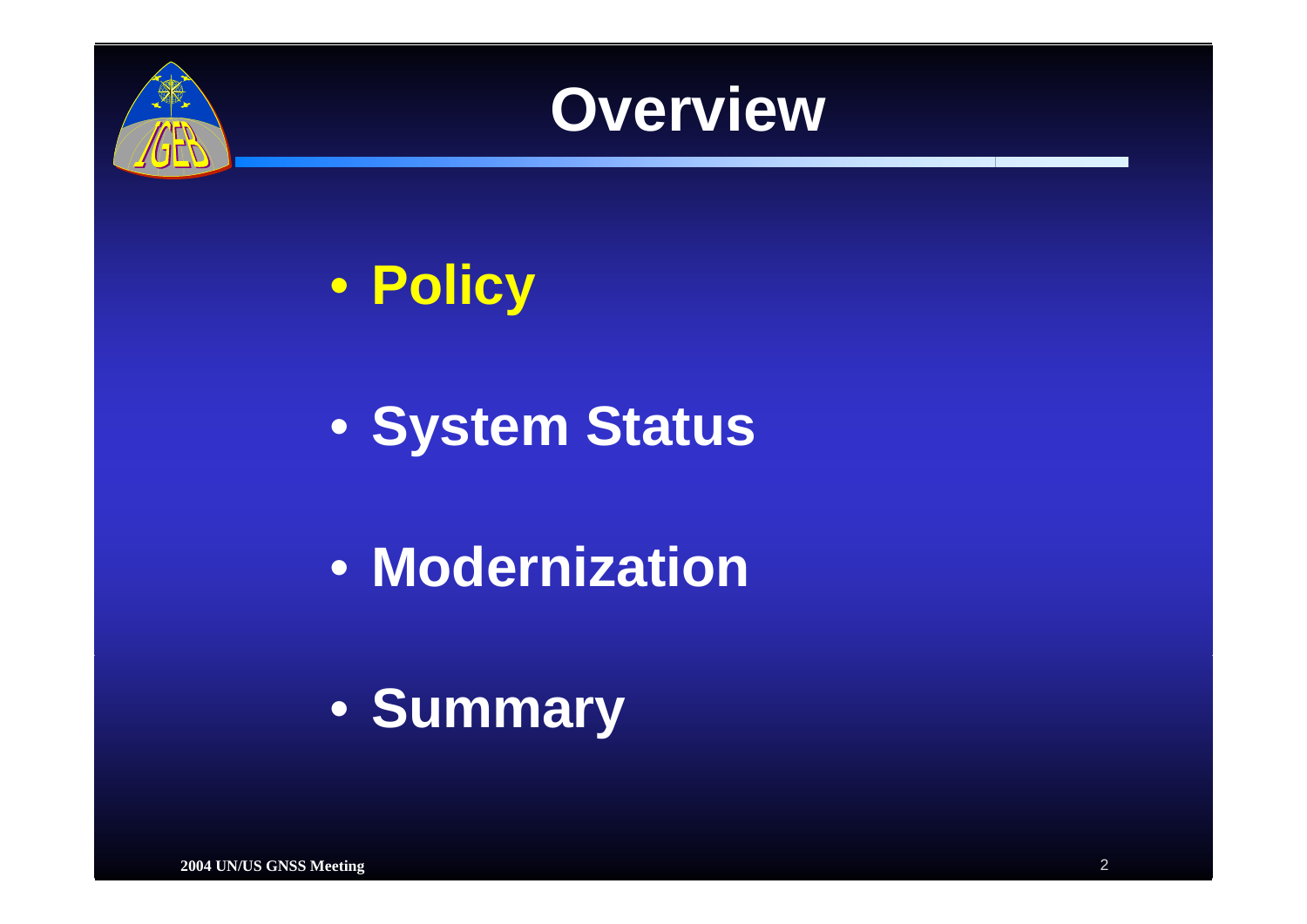# Overview

- **Policy**
- **System Status**
- **Modernization**
- **Summary**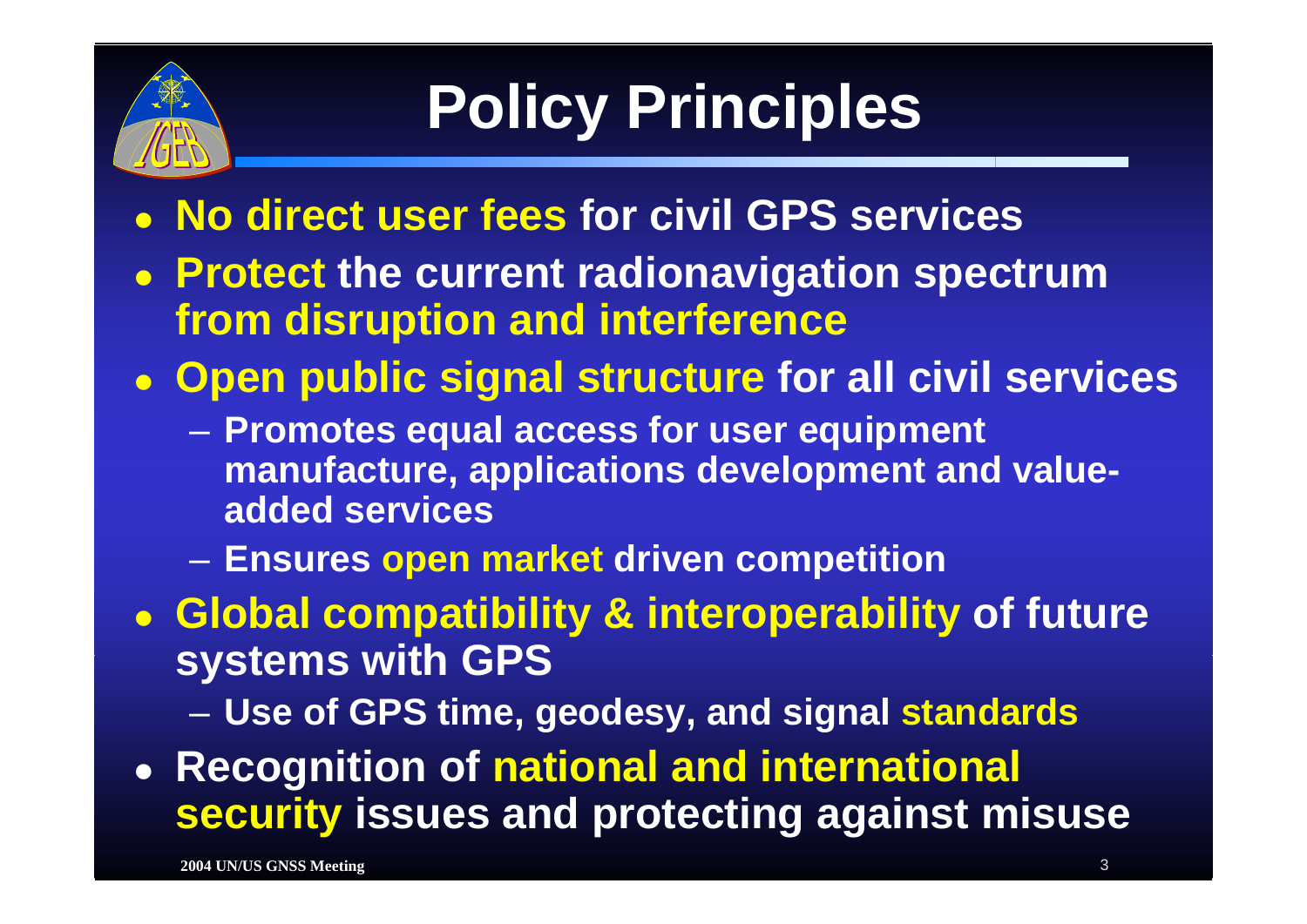# Policy Principles

- **No direct user fees for civil GPS services**
- **Protect the current radionavigation spectrum from disruption and interference**
- **Open public signal structure for all civil services**
  - **Promotes equal access for user equipment manufacture, applications development and value-added services**
  - **Ensures open market driven competition**
- **Global compatibility & interoperability of future systems with GPS**
  - **Use of GPS time, geodesy, and signal standards**
- **Recognition of national and international security issues and protecting against misuse**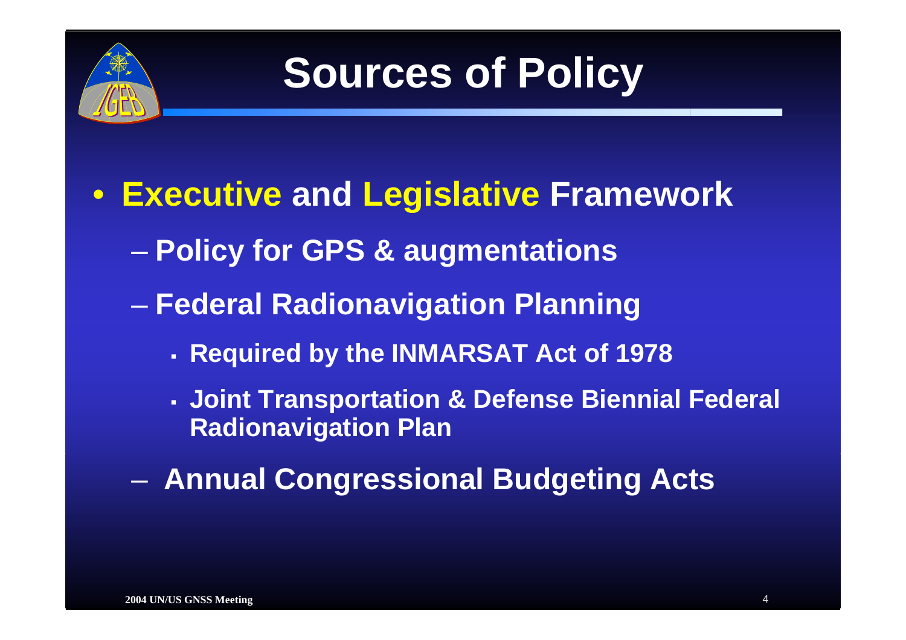# Sources of Policy

- **Executive and Legislative Framework**
  - **Policy for GPS & augmentations**
  - **Federal Radionavigation Planning**
    - **Required by the INMARSAT Act of 1978**
    - **Joint Transportation & Defense Biennial Federal Radionavigation Plan**
  - **Annual Congressional Budgeting Acts**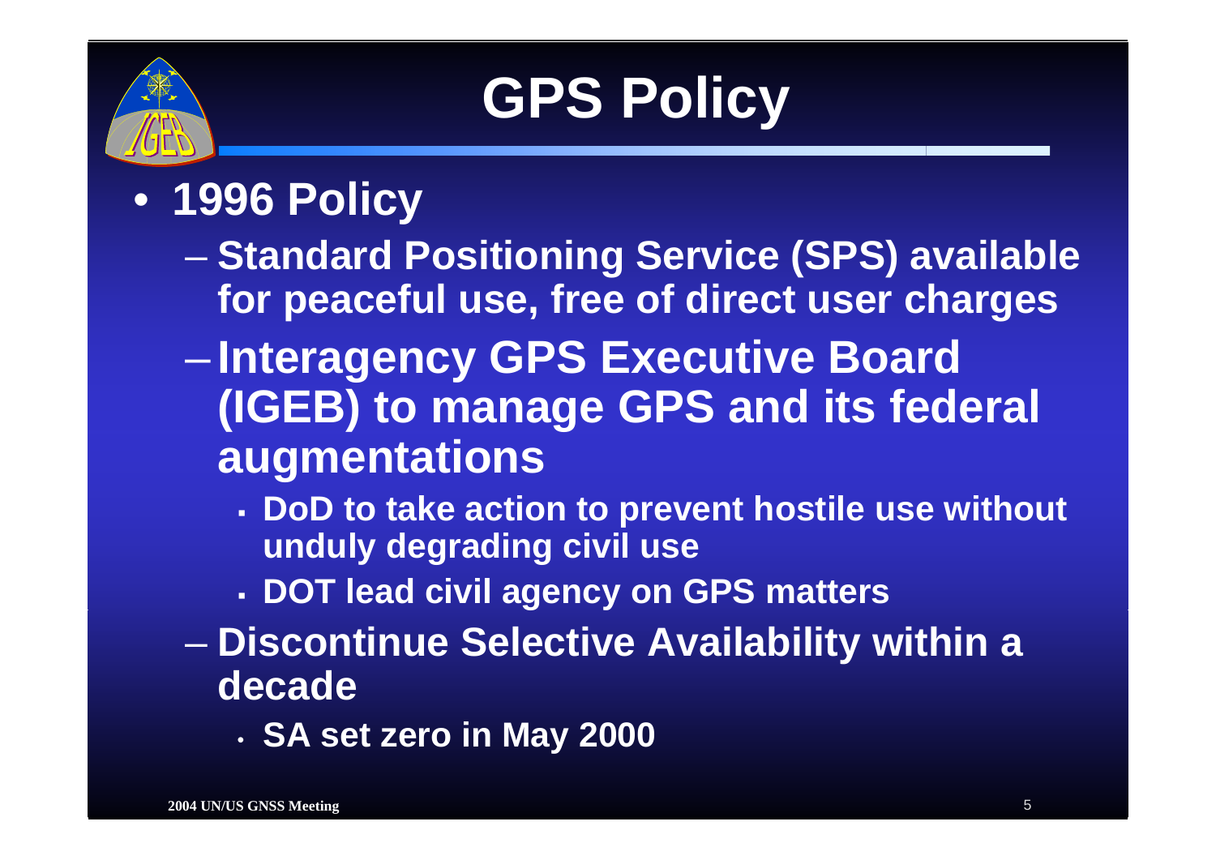# GPS Policy

- **1996 Policy**
  - **Standard Positioning Service (SPS) available for peaceful use, free of direct user charges**
  - **Interagency GPS Executive Board (IGEB) to manage GPS and its federal augmentations**
    - **DoD to take action to prevent hostile use without unduly degrading civil use**
    - **DOT lead civil agency on GPS matters**
  - **Discontinue Selective Availability within a decade**
    - **SA set zero in May 2000**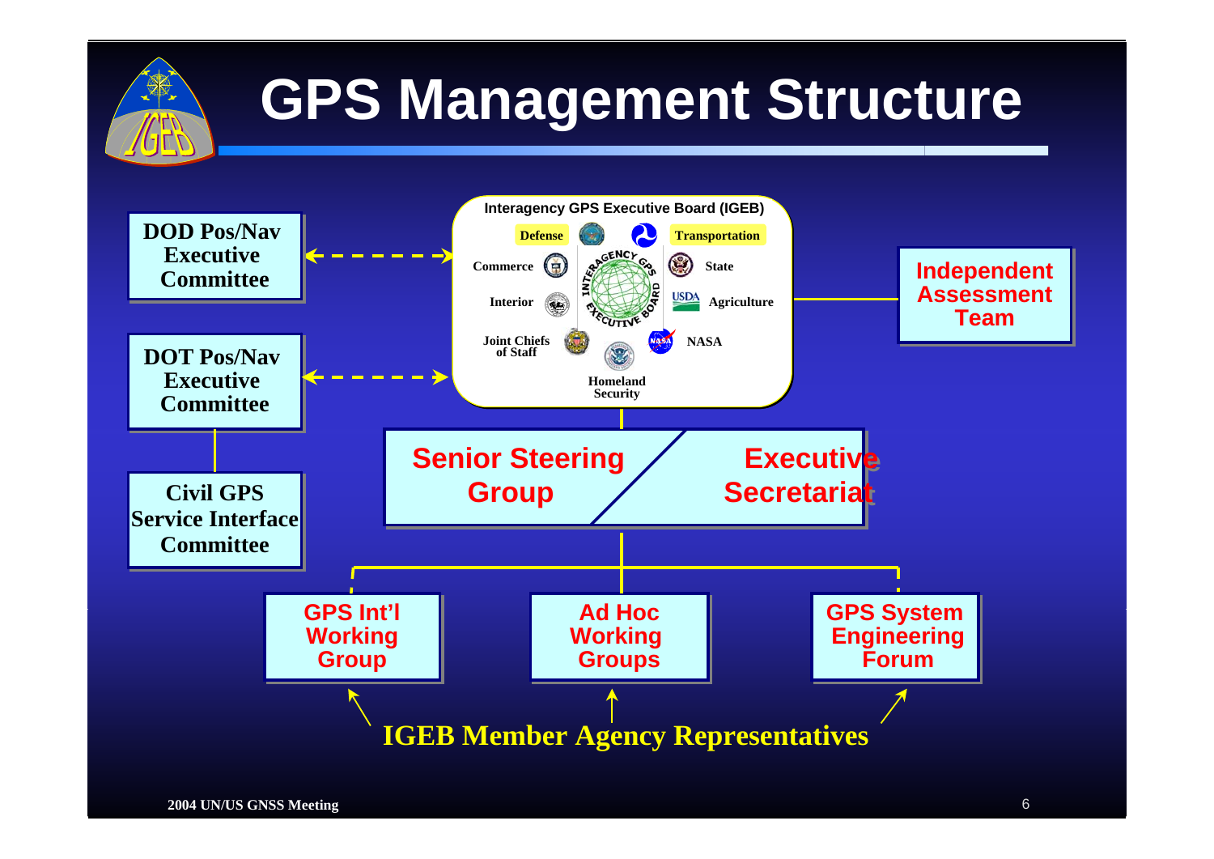# GPS Management Structure

**Interagency GPS Executive Board (IGEB)**

- Defense
- Transportation
- Commerce
- State
- Interior
- Agriculture
- Joint Chiefs of Staff
- NASA
- Homeland Security

**DOD Pos/Nav Executive Committee**

**DOT Pos/Nav Executive Committee**

**Civil GPS Service Interface Committee**

**Independent Assessment Team**

**Senior Steering Group** / **Executive Secretariat**

**GPS Int'l Working Group**

**Ad Hoc Working Groups**

**GPS System Engineering Forum**

**IGEB Member Agency Representatives**

2004 UN/US GNSS Meeting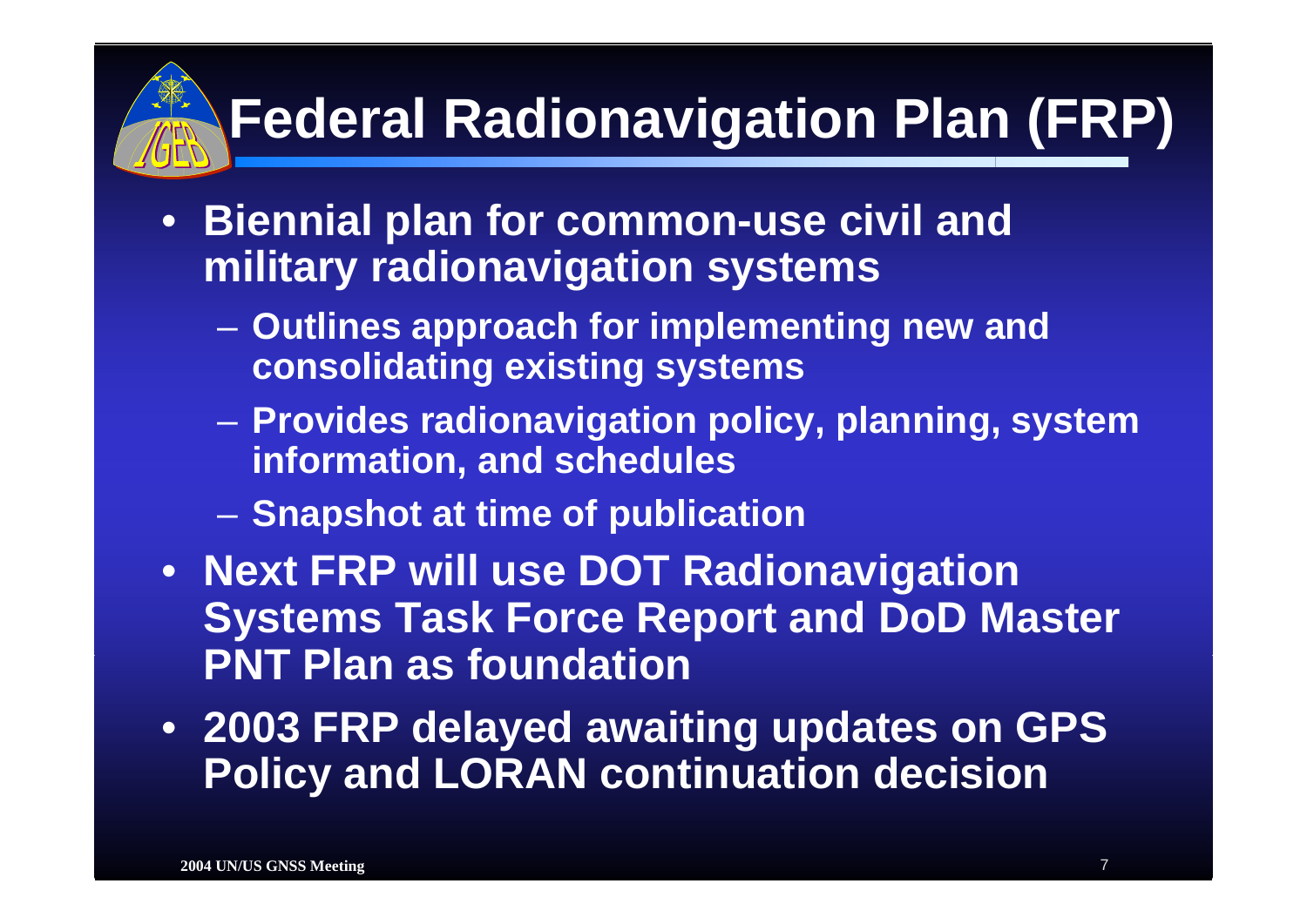# Federal Radionavigation Plan (FRP)

- **Biennial plan for common-use civil and military radionavigation systems**
  - **Outlines approach for implementing new and consolidating existing systems**
  - **Provides radionavigation policy, planning, system information, and schedules**
  - **Snapshot at time of publication**
- **Next FRP will use DOT Radionavigation Systems Task Force Report and DoD Master PNT Plan as foundation**
- **2003 FRP delayed awaiting updates on GPS Policy and LORAN continuation decision**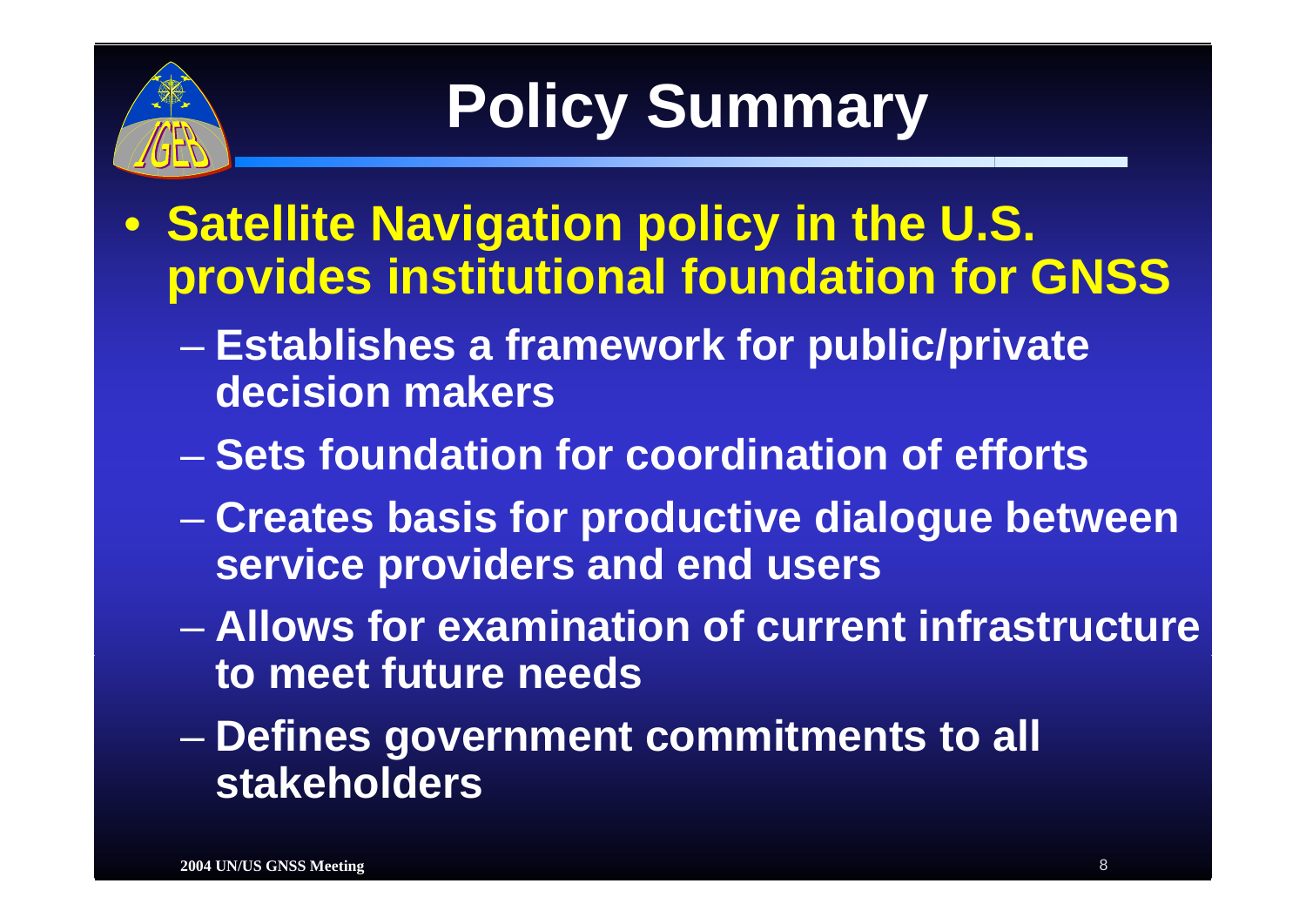# Policy Summary

- **Satellite Navigation policy in the U.S. provides institutional foundation for GNSS**
  - **Establishes a framework for public/private decision makers**
  - **Sets foundation for coordination of efforts**
  - **Creates basis for productive dialogue between service providers and end users**
  - **Allows for examination of current infrastructure to meet future needs**
  - **Defines government commitments to all stakeholders**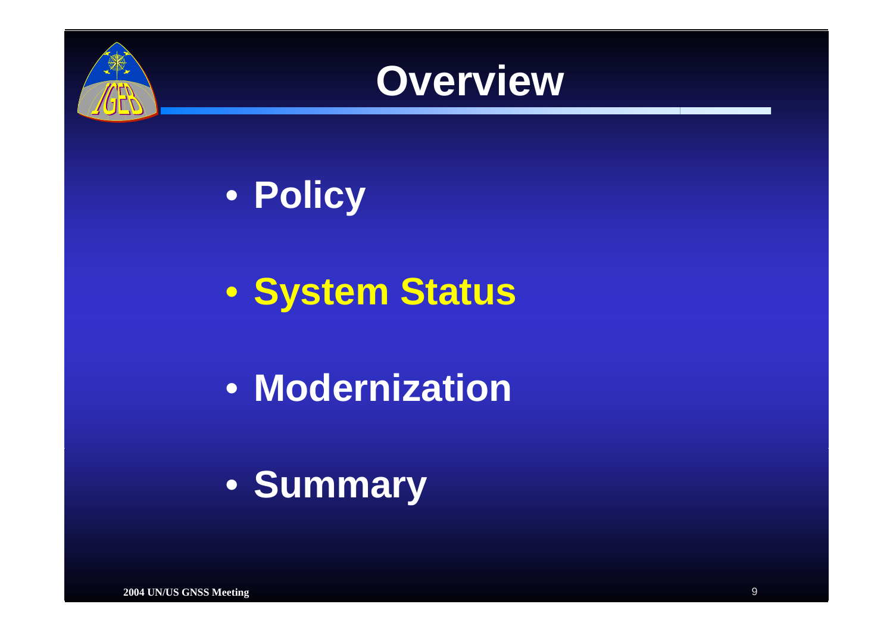# Overview

- Policy
- System Status
- Modernization
- Summary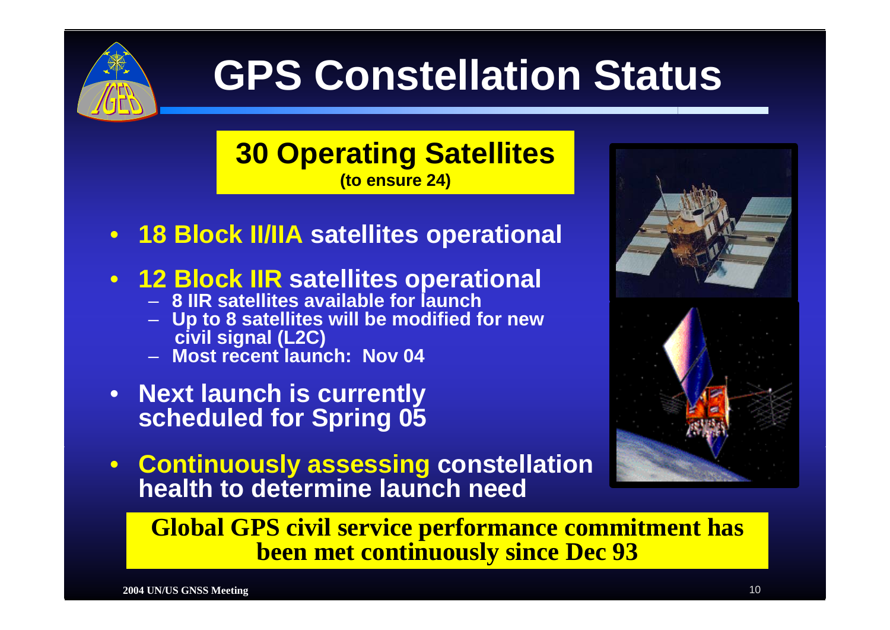# GPS Constellation Status

**30 Operating Satellites**
**(to ensure 24)**

- **18 Block II/IIA satellites operational**
- **12 Block IIR satellites operational**
  - **8 IIR satellites available for launch**
  - **Up to 8 satellites will be modified for new civil signal (L2C)**
  - **Most recent launch: Nov 04**
- **Next launch is currently scheduled for Spring 05**
- **Continuously assessing constellation health to determine launch need**

**Global GPS civil service performance commitment has been met continuously since Dec 93**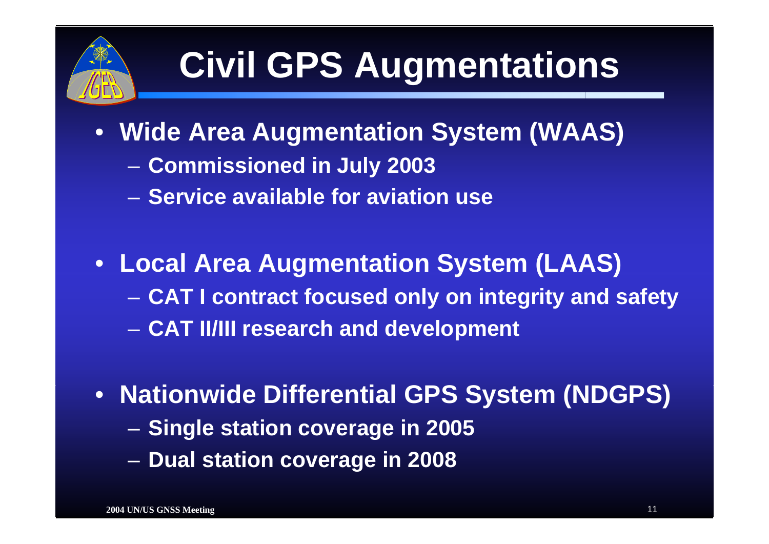# Civil GPS Augmentations

- **Wide Area Augmentation System (WAAS)**
  - **Commissioned in July 2003**
  - **Service available for aviation use**

- **Local Area Augmentation System (LAAS)**
  - **CAT I contract focused only on integrity and safety**
  - **CAT II/III research and development**

- **Nationwide Differential GPS System (NDGPS)**
  - **Single station coverage in 2005**
  - **Dual station coverage in 2008**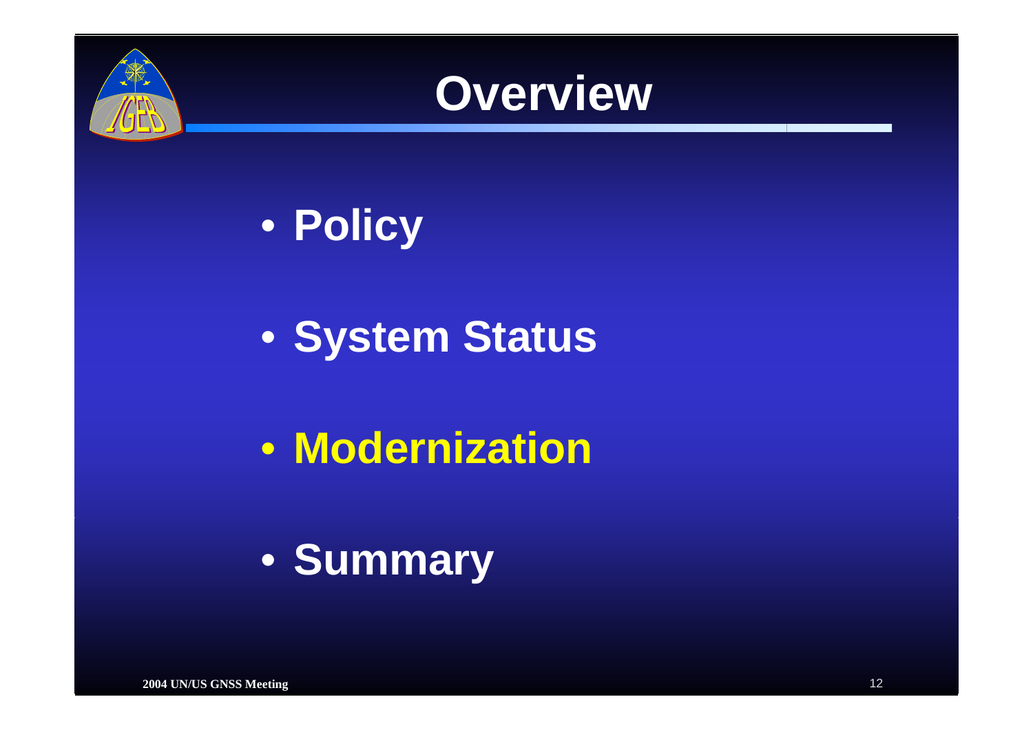# Overview

- **Policy**
- **System Status**
- **Modernization**
- **Summary**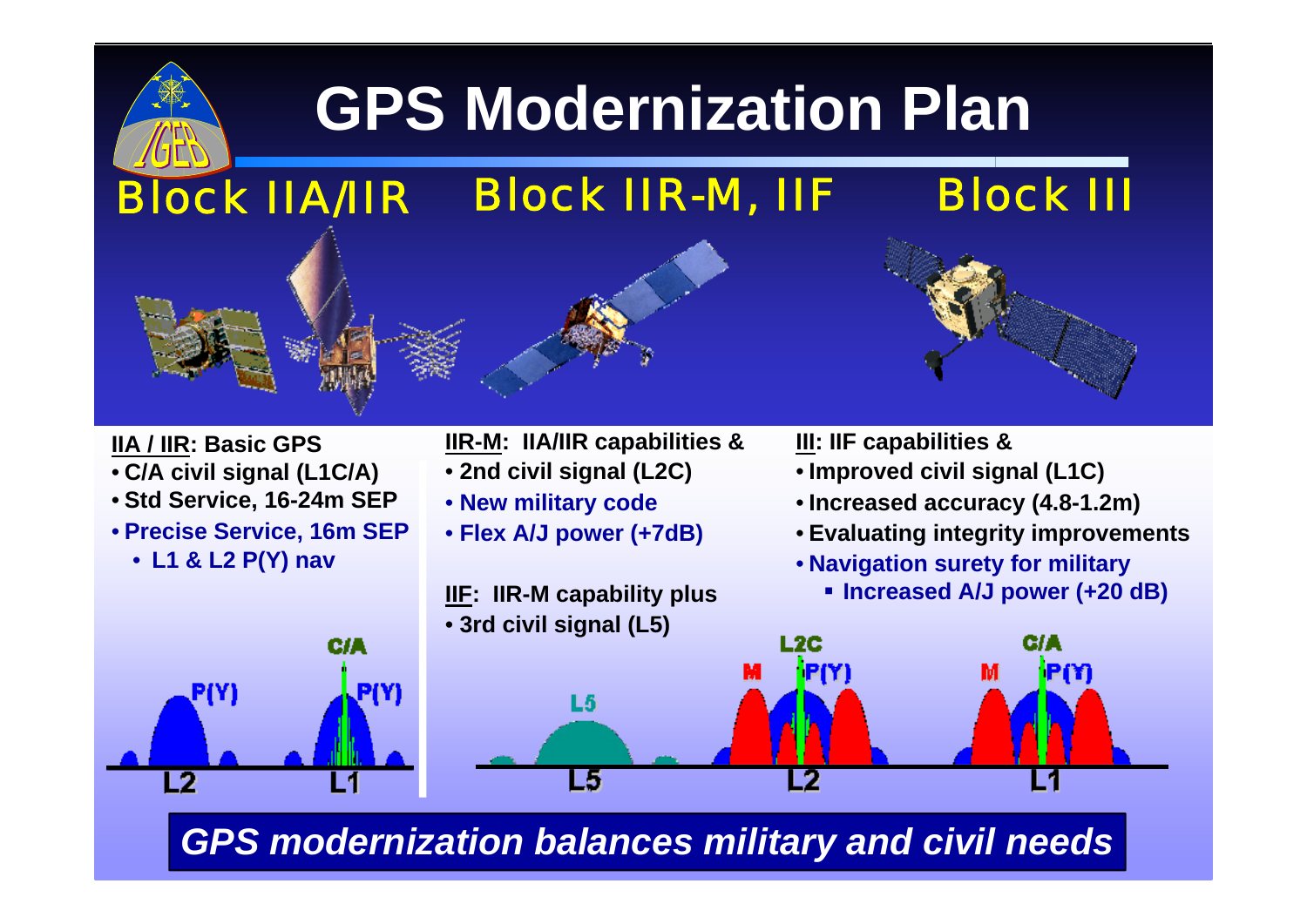# GPS Modernization Plan

## Block IIA/IIR

**IIA / IIR: Basic GPS**

- **C/A civil signal (L1C/A)**
- **Std Service, 16-24m SEP**
- **Precise Service, 16m SEP**
  - **L1 & L2 P(Y) nav**

## Block IIR-M, IIF

**IIR-M: IIA/IIR capabilities &**

- **2nd civil signal (L2C)**
- **New military code**
- **Flex A/J power (+7dB)**

**IIF: IIR-M capability plus**

- **3rd civil signal (L5)**

## Block III

**III: IIF capabilities &**

- **Improved civil signal (L1C)**
- **Increased accuracy (4.8-1.2m)**
- **Evaluating integrity improvements**
- **Navigation surety for military**
  - **Increased A/J power (+20 dB)**

***GPS modernization balances military and civil needs***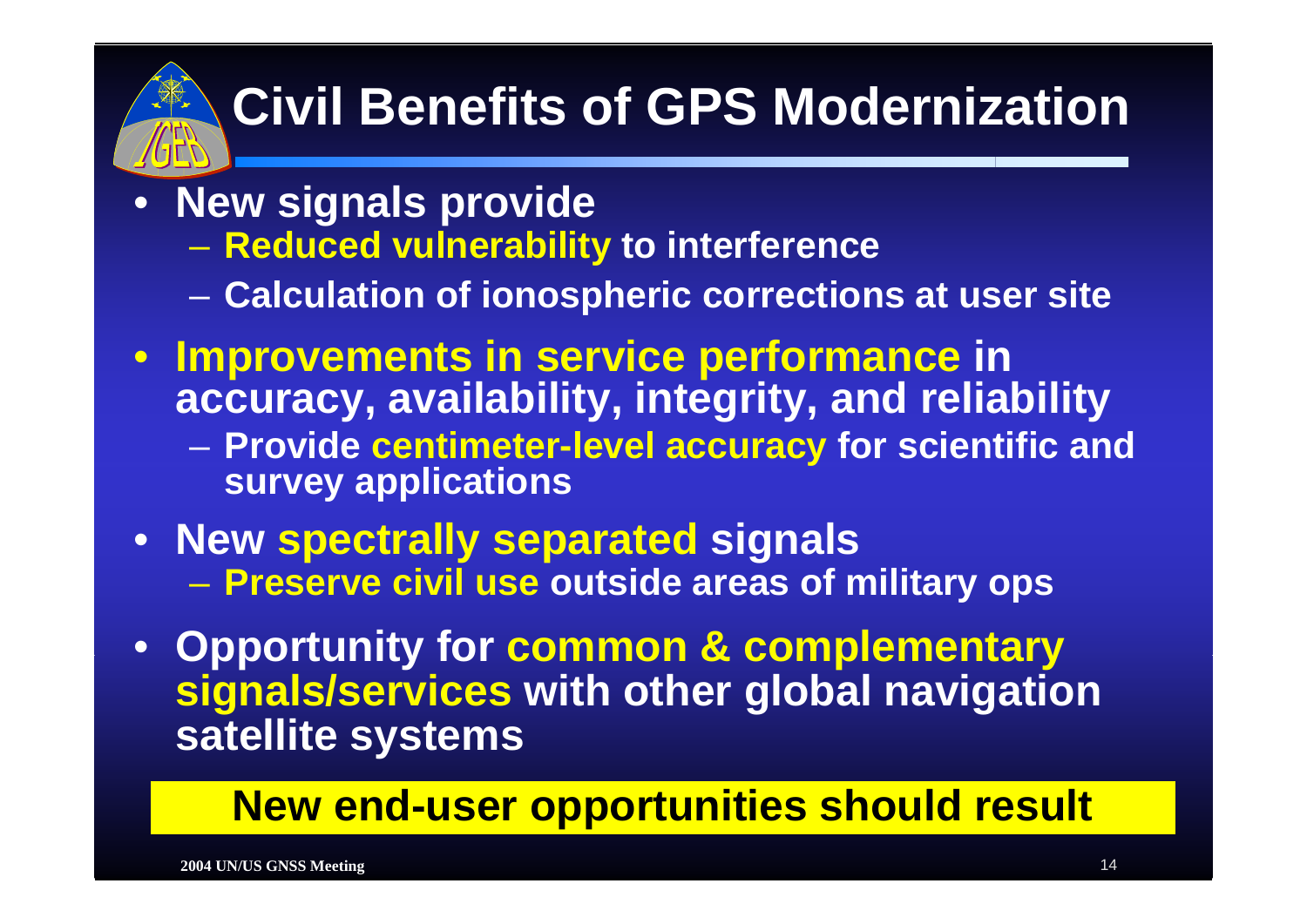# Civil Benefits of GPS Modernization

- **New signals provide**
  - **Reduced vulnerability to interference**
  - **Calculation of ionospheric corrections at user site**
- **Improvements in service performance in accuracy, availability, integrity, and reliability**
  - **Provide centimeter-level accuracy for scientific and survey applications**
- **New spectrally separated signals**
  - **Preserve civil use outside areas of military ops**
- **Opportunity for common & complementary signals/services with other global navigation satellite systems**

**New end-user opportunities should result**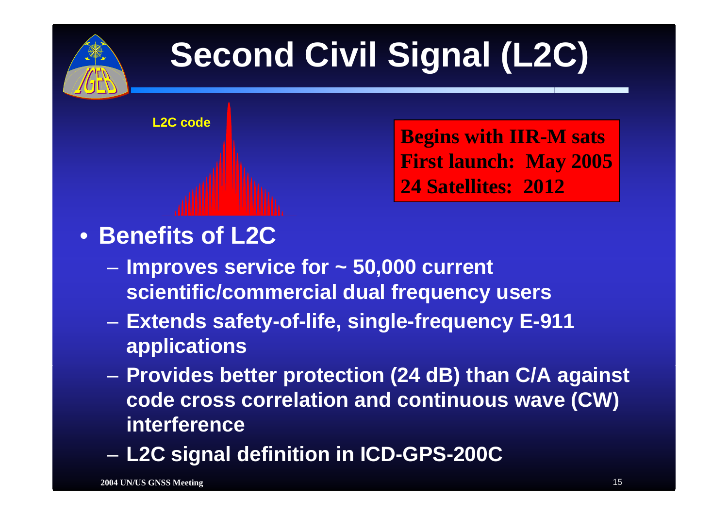# Second Civil Signal (L2C)

L2C code

**Begins with IIR-M sats**
**First launch: May 2005**
**24 Satellites: 2012**

- **Benefits of L2C**
  - **Improves service for ~ 50,000 current scientific/commercial dual frequency users**
  - **Extends safety-of-life, single-frequency E-911 applications**
  - **Provides better protection (24 dB) than C/A against code cross correlation and continuous wave (CW) interference**
  - **L2C signal definition in ICD-GPS-200C**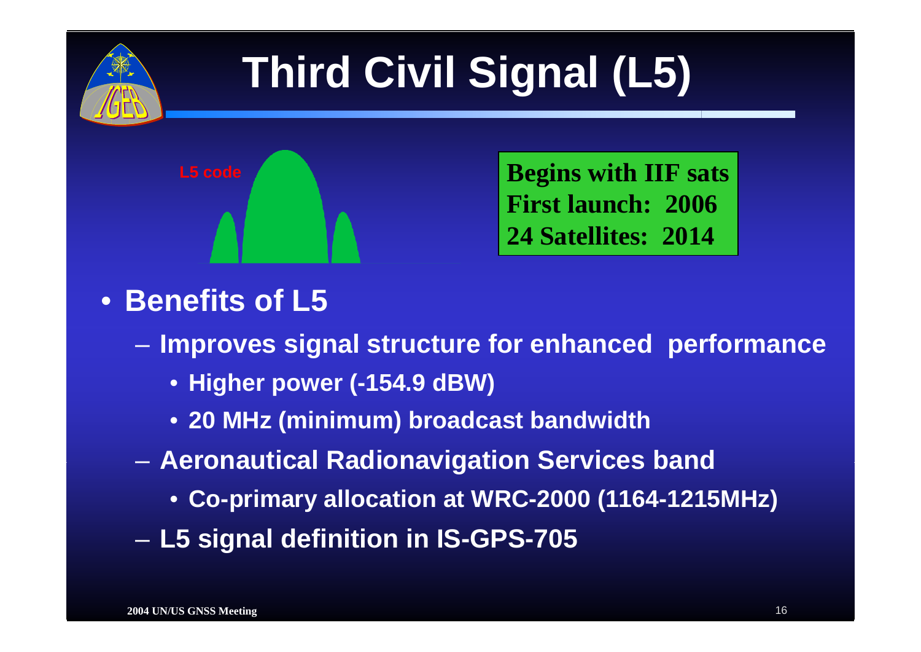# Third Civil Signal (L5)

L5 code

**Begins with IIF sats**
**First launch: 2006**
**24 Satellites: 2014**

- **Benefits of L5**
  - **Improves signal structure for enhanced performance**
    - **Higher power (-154.9 dBW)**
    - **20 MHz (minimum) broadcast bandwidth**
  - **Aeronautical Radionavigation Services band**
    - **Co-primary allocation at WRC-2000 (1164-1215MHz)**
  - **L5 signal definition in IS-GPS-705**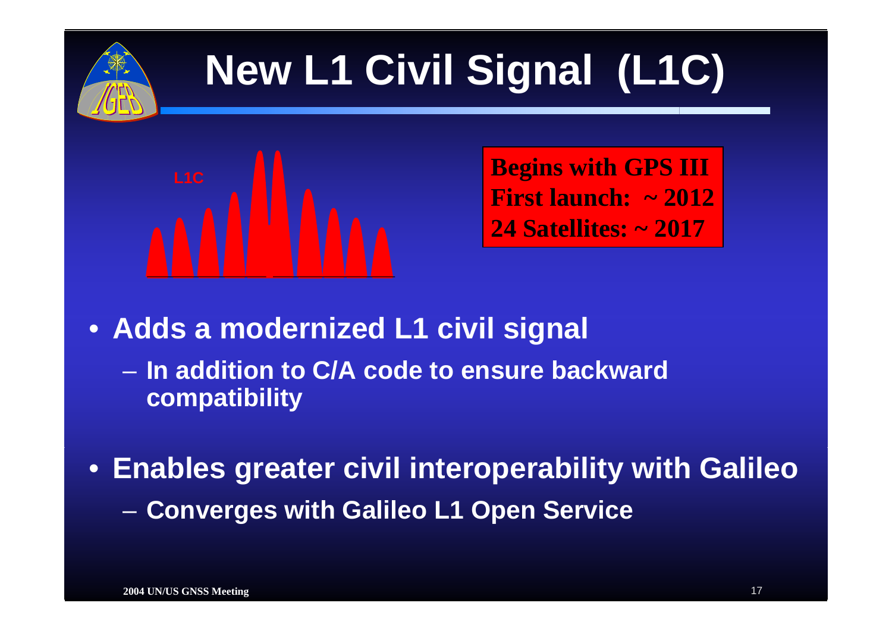# New L1 Civil Signal (L1C)

L1C

**Begins with GPS III**
**First launch: ~ 2012**
**24 Satellites: ~ 2017**

- **Adds a modernized L1 civil signal**
  - **In addition to C/A code to ensure backward compatibility**
- **Enables greater civil interoperability with Galileo**
  - **Converges with Galileo L1 Open Service**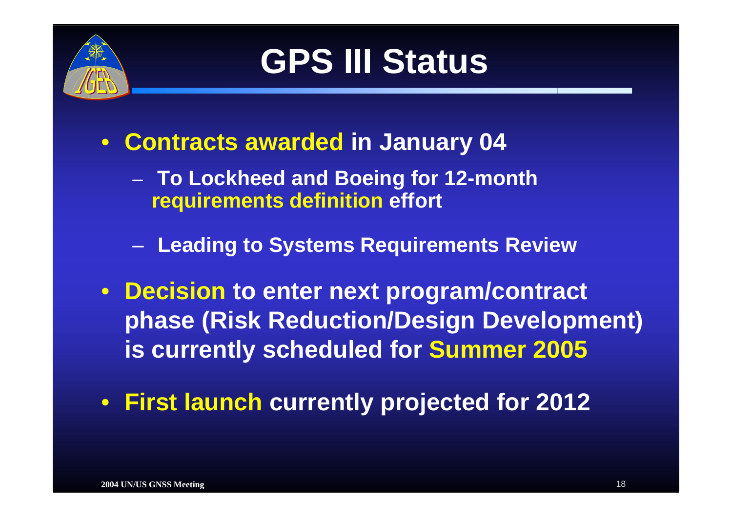# GPS III Status

- **Contracts awarded in January 04**
  - **To Lockheed and Boeing for 12-month requirements definition effort**
  - **Leading to Systems Requirements Review**
- **Decision to enter next program/contract phase (Risk Reduction/Design Development) is currently scheduled for Summer 2005**
- **First launch currently projected for 2012**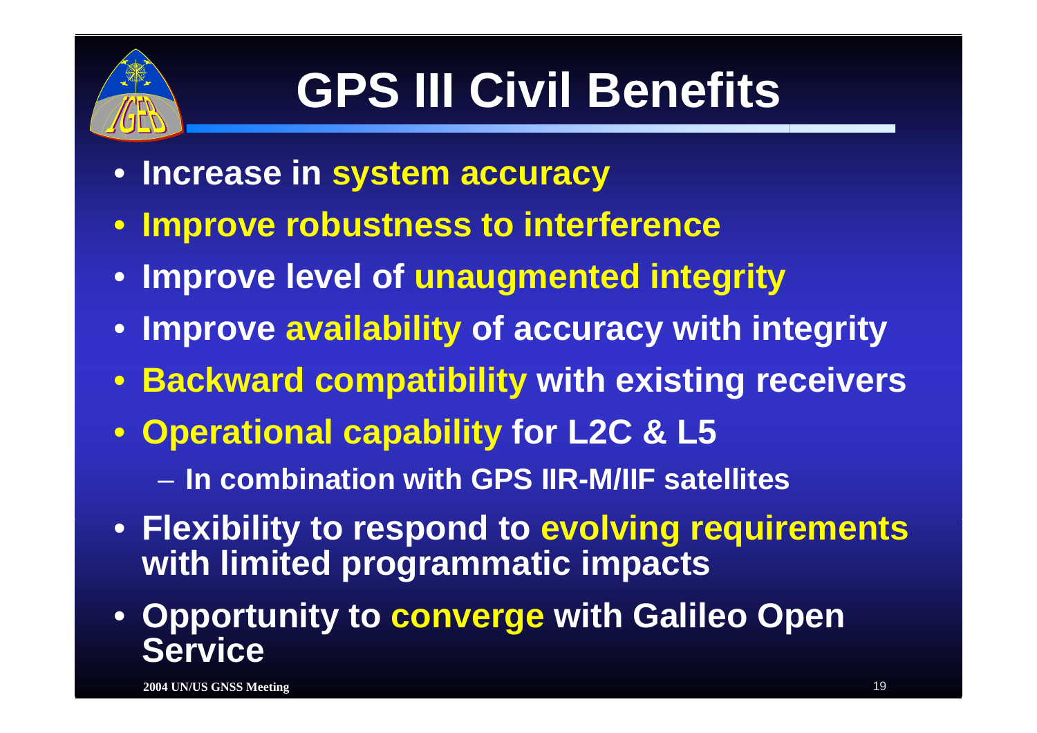# GPS III Civil Benefits

- Increase in system accuracy
- Improve robustness to interference
- Improve level of unaugmented integrity
- Improve availability of accuracy with integrity
- Backward compatibility with existing receivers
- Operational capability for L2C & L5
  - In combination with GPS IIR-M/IIF satellites
- Flexibility to respond to evolving requirements with limited programmatic impacts
- Opportunity to converge with Galileo Open Service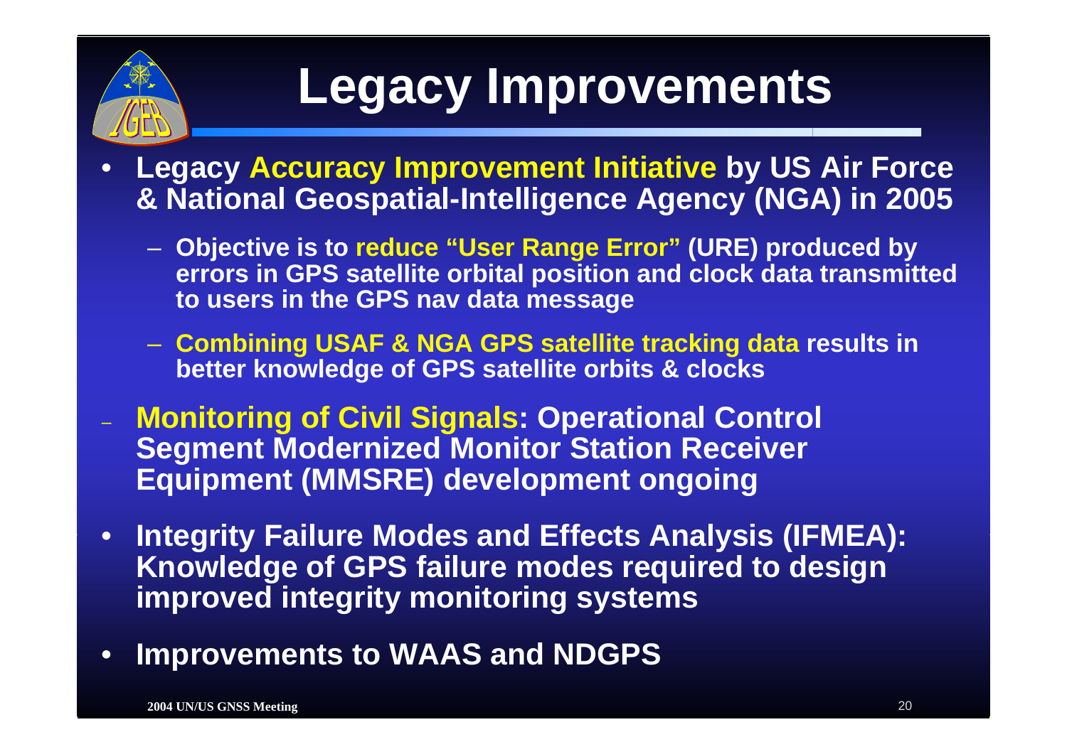# Legacy Improvements

- Legacy Accuracy Improvement Initiative by US Air Force & National Geospatial-Intelligence Agency (NGA) in 2005
  - Objective is to reduce "User Range Error" (URE) produced by errors in GPS satellite orbital position and clock data transmitted to users in the GPS nav data message
  - Combining USAF & NGA GPS satellite tracking data results in better knowledge of GPS satellite orbits & clocks
- Monitoring of Civil Signals: Operational Control Segment Modernized Monitor Station Receiver Equipment (MMSRE) development ongoing
- Integrity Failure Modes and Effects Analysis (IFMEA): Knowledge of GPS failure modes required to design improved integrity monitoring systems
- Improvements to WAAS and NDGPS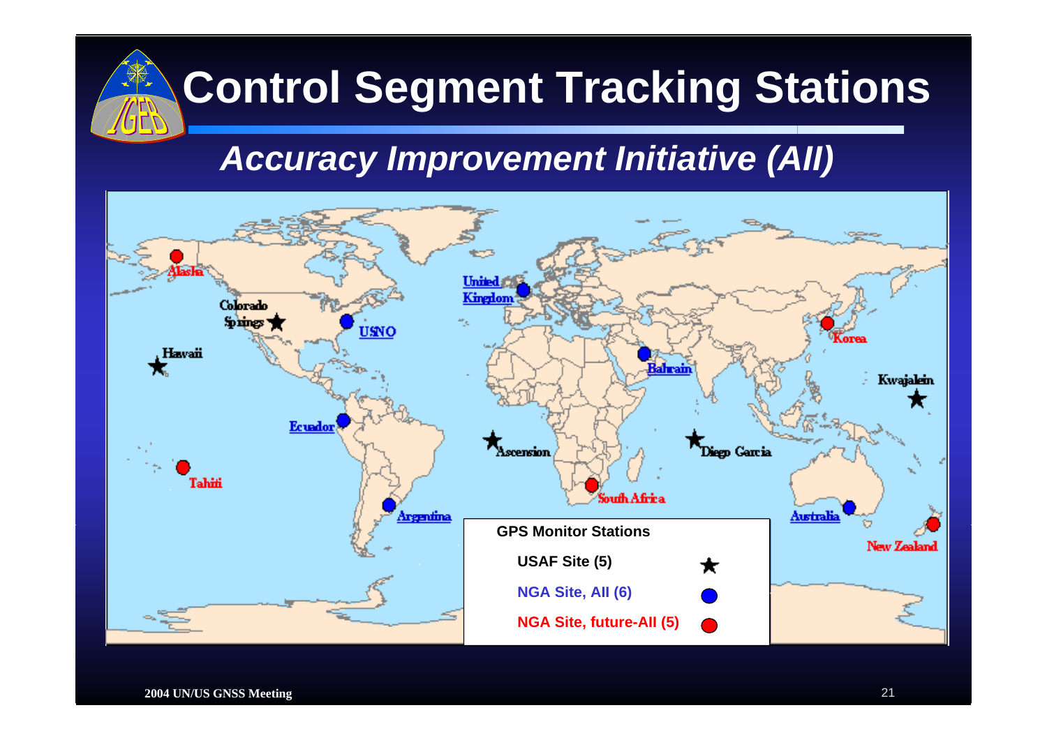# Control Segment Tracking Stations

## *Accuracy Improvement Initiative (AII)*

Alaska

Colorado Springs

USNO

Hawaii

United Kingdom

Korea

Bahrain

Kwajalein

Ecuador

Ascension

Diego Garcia

Tahiti

South Africa

Argentina

Australia

New Zealand

**GPS Monitor Stations**

- **USAF Site (5)** ★
- **NGA Site, AII (6)** (blue circle)
- **NGA Site, future-AII (5)** (red circle)

**2004 UN/US GNSS Meeting**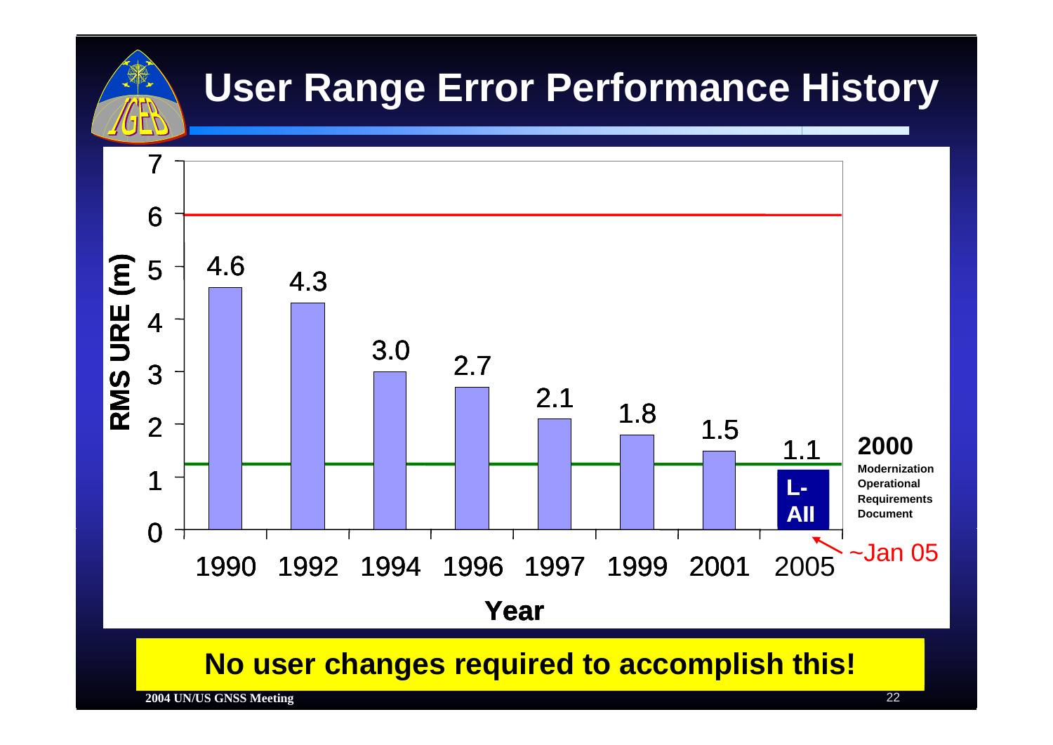# User Range Error Performance History

| Year | RMS URE (m) |
|---|---|
| 1990 | 4.6 |
| 1992 | 4.3 |
| 1994 | 3.0 |
| 1996 | 2.7 |
| 1997 | 2.1 |
| 1999 | 1.8 |
| 2001 | 1.5 |
| 2005 | 1.1 (L-AII, ~Jan 05) |

**2000**
**Modernization Operational Requirements Document**

**No user changes required to accomplish this!**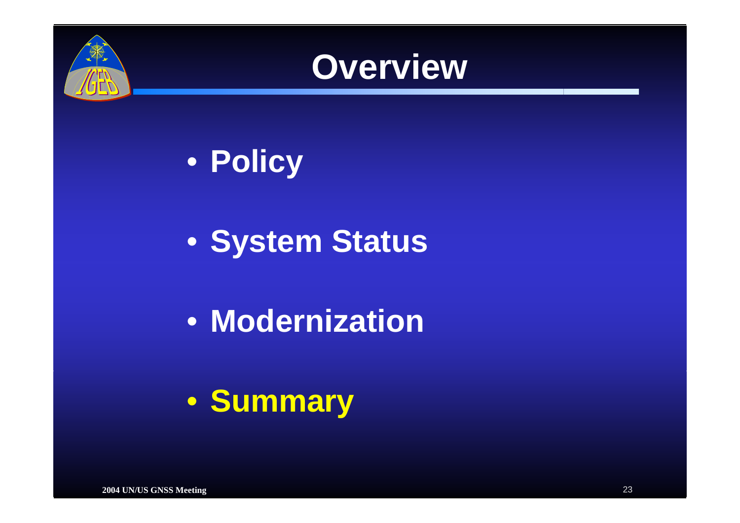# Overview

- **Policy**
- **System Status**
- **Modernization**
- **Summary**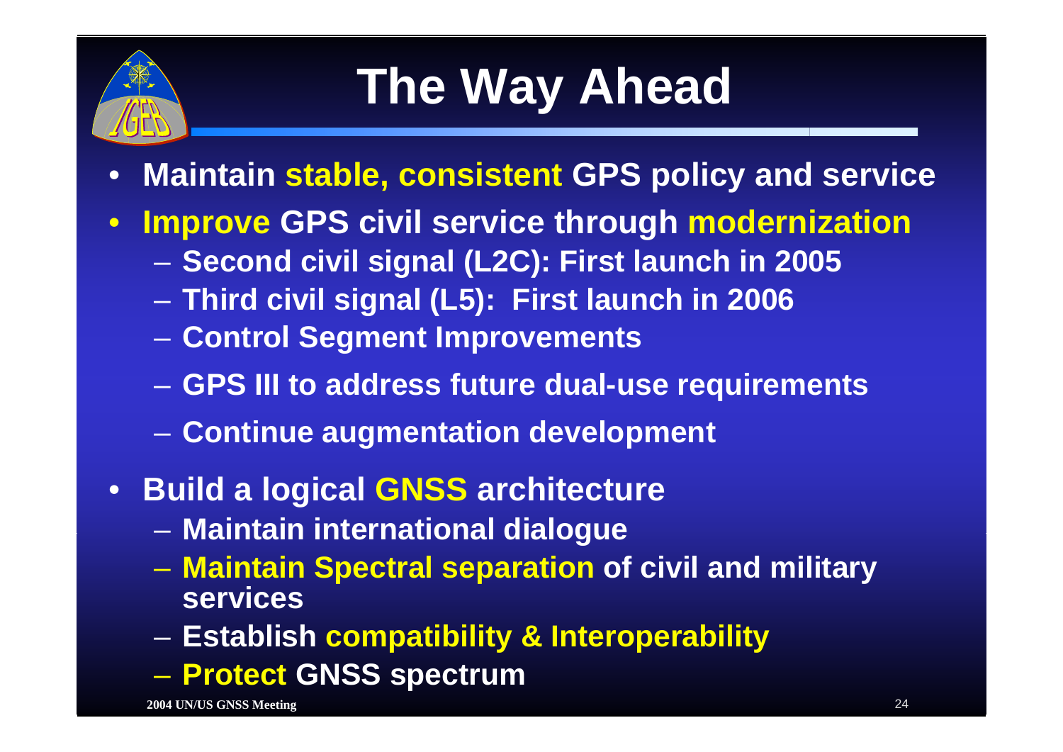# The Way Ahead

- Maintain stable, consistent GPS policy and service
- Improve GPS civil service through modernization
  - Second civil signal (L2C): First launch in 2005
  - Third civil signal (L5): First launch in 2006
  - Control Segment Improvements
  - GPS III to address future dual-use requirements
  - Continue augmentation development
- Build a logical GNSS architecture
  - Maintain international dialogue
  - Maintain Spectral separation of civil and military services
  - Establish compatibility & Interoperability
  - Protect GNSS spectrum